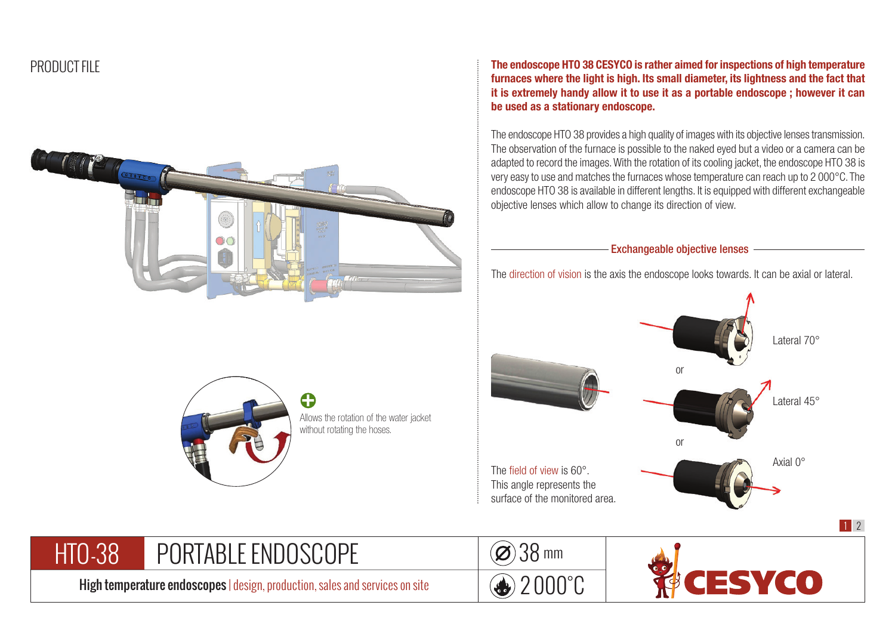PRODUCT FILE

**The endoscope HTO 38 CESYCO is rather aimed for inspections of high temperature furnaces where the light is high. Its small diameter, its lightness and the fact that it is extremely handy allow it to use it as a portable endoscope ; however it can be used as a stationary endoscope.**

The endoscope HTO 38 provides a high quality of images with its objective lenses transmission. The observation of the furnace is possible to the naked eyed but a video or a camera can be adapted to record the images. With the rotation of its cooling jacket, the endoscope HTO 38 is very easy to use and matches the furnaces whose temperature can reach up to 2 000°C. The endoscope HTO 38 is available in different lengths. It is equipped with different exchangeable objective lenses which allow to change its direction of view.

Allows the rotation of the water jacket without rotating the hoses.

## Exchangeable objective lenses

The direction of vision is the axis the endoscope looks towards. It can be axial or lateral.

Lateral 70°

or

Lateral 45°

or

Axial 0°

The field of view is 60°. This angle represents the surface of the monitored area.

# HTO-38 PORTABLE ENDOSCOPE

**High temperature endoscopes** | design, production, sales and services on site

Ø 38 mm

2 000°C

CESYCO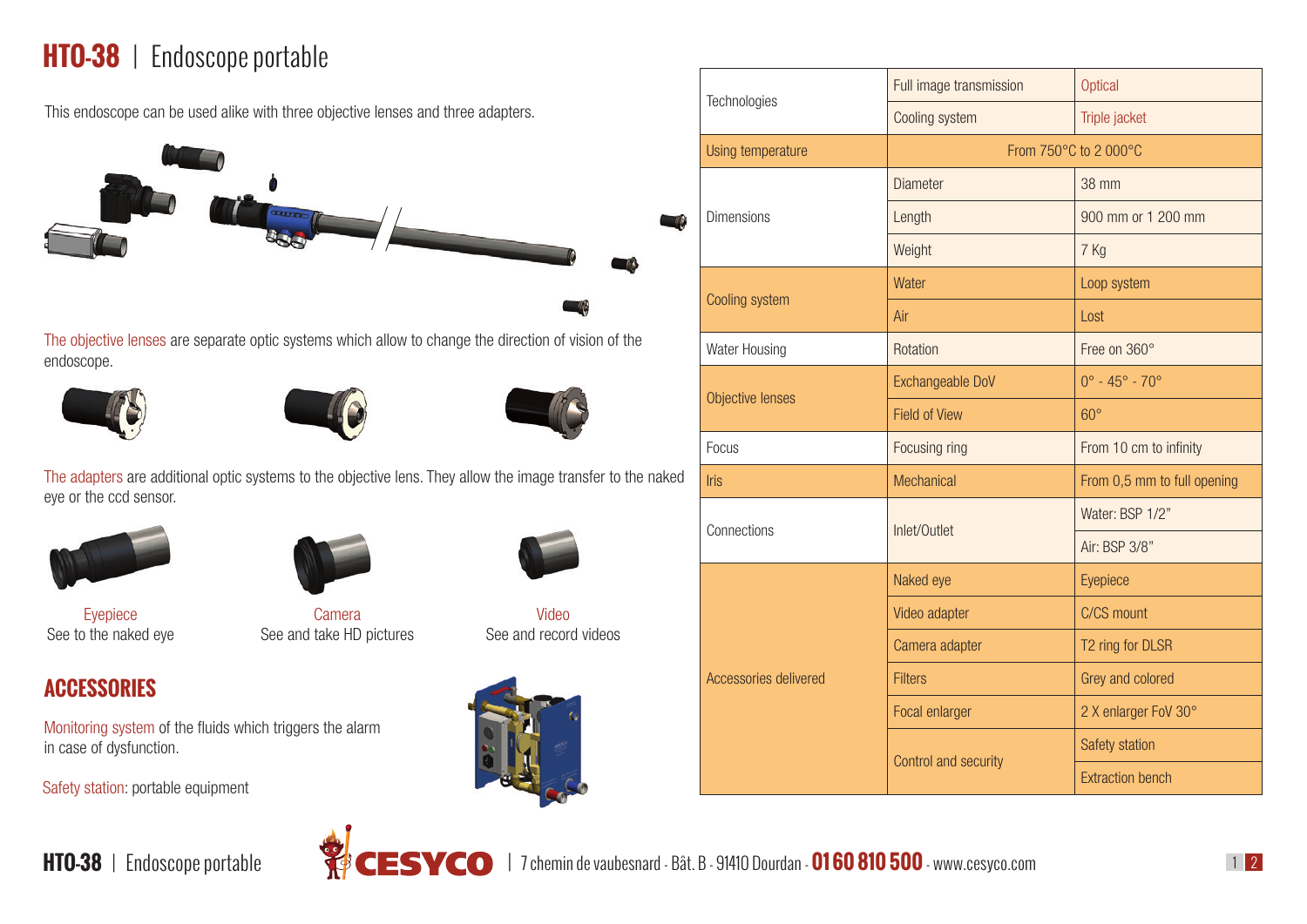# HTO-38 | Endoscope portable

This endoscope can be used alike with three objective lenses and three adapters.

The objective lenses are separate optic systems which allow to change the direction of vision of the endoscope.

The adapters are additional optic systems to the objective lens. They allow the image transfer to the naked eye or the ccd sensor.

Eyepiece
See to the naked eye

Camera
See and take HD pictures

Video
See and record videos

## ACCESSORIES

Monitoring system of the fluids which triggers the alarm in case of dysfunction.

Safety station: portable equipment

| | | |
|---|---|---|
| Technologies | Full image transmission | Optical |
| | Cooling system | Triple jacket |
| Using temperature | From 750°C to 2 000°C | |
| Dimensions | Diameter | 38 mm |
| | Length | 900 mm or 1 200 mm |
| | Weight | 7 Kg |
| Cooling system | Water | Loop system |
| | Air | Lost |
| Water Housing | Rotation | Free on 360° |
| Objective lenses | Exchangeable DoV | 0° - 45° - 70° |
| | Field of View | 60° |
| Focus | Focusing ring | From 10 cm to infinity |
| Iris | Mechanical | From 0,5 mm to full opening |
| Connections | Inlet/Outlet | Water: BSP 1/2" |
| | | Air: BSP 3/8" |
| Accessories delivered | Naked eye | Eyepiece |
| | Video adapter | C/CS mount |
| | Camera adapter | T2 ring for DLSR |
| | Filters | Grey and colored |
| | Focal enlarger | 2 X enlarger FoV 30° |
| | Control and security | Safety station |
| | | Extraction bench |

HTO-38 | Endoscope portable

CESYCO | 7 chemin de vaubesnard - Bât. B - 91410 Dourdan - 01 60 810 500 - www.cesyco.com